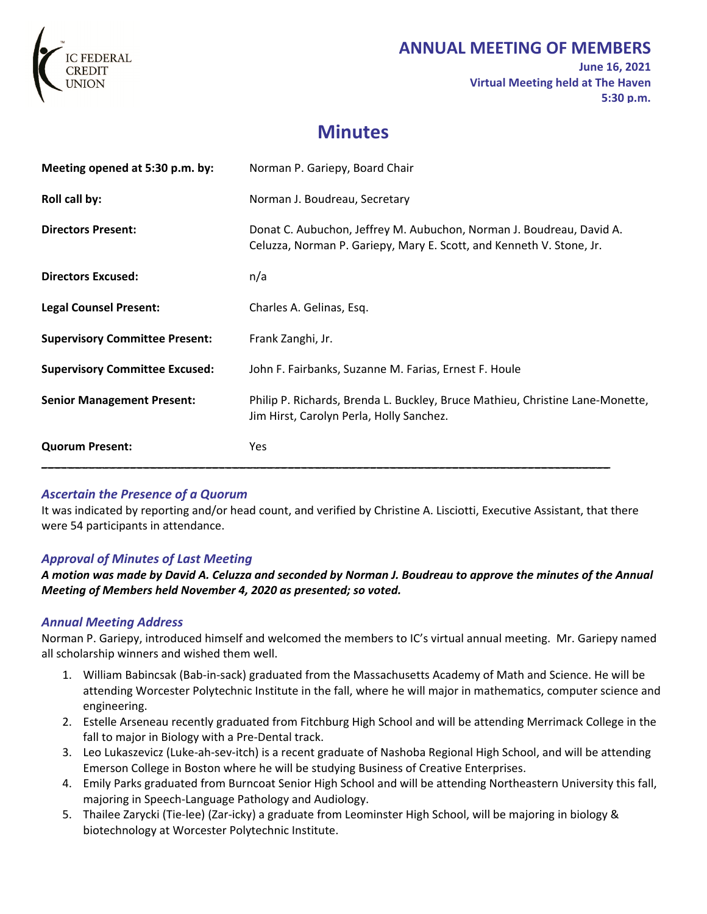# ANNUAL MEETING OF MEMBERS

**June 16, 2021**
**Virtual Meeting held at The Haven**
**5:30 p.m.**

## Minutes

| | |
|---|---|
| **Meeting opened at 5:30 p.m. by:** | Norman P. Gariepy, Board Chair |
| **Roll call by:** | Norman J. Boudreau, Secretary |
| **Directors Present:** | Donat C. Aubuchon, Jeffrey M. Aubuchon, Norman J. Boudreau, David A. Celuzza, Norman P. Gariepy, Mary E. Scott, and Kenneth V. Stone, Jr. |
| **Directors Excused:** | n/a |
| **Legal Counsel Present:** | Charles A. Gelinas, Esq. |
| **Supervisory Committee Present:** | Frank Zanghi, Jr. |
| **Supervisory Committee Excused:** | John F. Fairbanks, Suzanne M. Farias, Ernest F. Houle |
| **Senior Management Present:** | Philip P. Richards, Brenda L. Buckley, Bruce Mathieu, Christine Lane-Monette, Jim Hirst, Carolyn Perla, Holly Sanchez. |
| **Quorum Present:** | Yes |

---

### *Ascertain the Presence of a Quorum*

It was indicated by reporting and/or head count, and verified by Christine A. Lisciotti, Executive Assistant, that there were 54 participants in attendance.

### *Approval of Minutes of Last Meeting*

***A motion was made by David A. Celuzza and seconded by Norman J. Boudreau to approve the minutes of the Annual Meeting of Members held November 4, 2020 as presented; so voted.***

### *Annual Meeting Address*

Norman P. Gariepy, introduced himself and welcomed the members to IC's virtual annual meeting. Mr. Gariepy named all scholarship winners and wished them well.

1. William Babincsak (Bab-in-sack) graduated from the Massachusetts Academy of Math and Science. He will be attending Worcester Polytechnic Institute in the fall, where he will major in mathematics, computer science and engineering.
2. Estelle Arseneau recently graduated from Fitchburg High School and will be attending Merrimack College in the fall to major in Biology with a Pre-Dental track.
3. Leo Lukaszevicz (Luke-ah-sev-itch) is a recent graduate of Nashoba Regional High School, and will be attending Emerson College in Boston where he will be studying Business of Creative Enterprises.
4. Emily Parks graduated from Burncoat Senior High School and will be attending Northeastern University this fall, majoring in Speech-Language Pathology and Audiology.
5. Thailee Zarycki (Tie-lee) (Zar-icky) a graduate from Leominster High School, will be majoring in biology & biotechnology at Worcester Polytechnic Institute.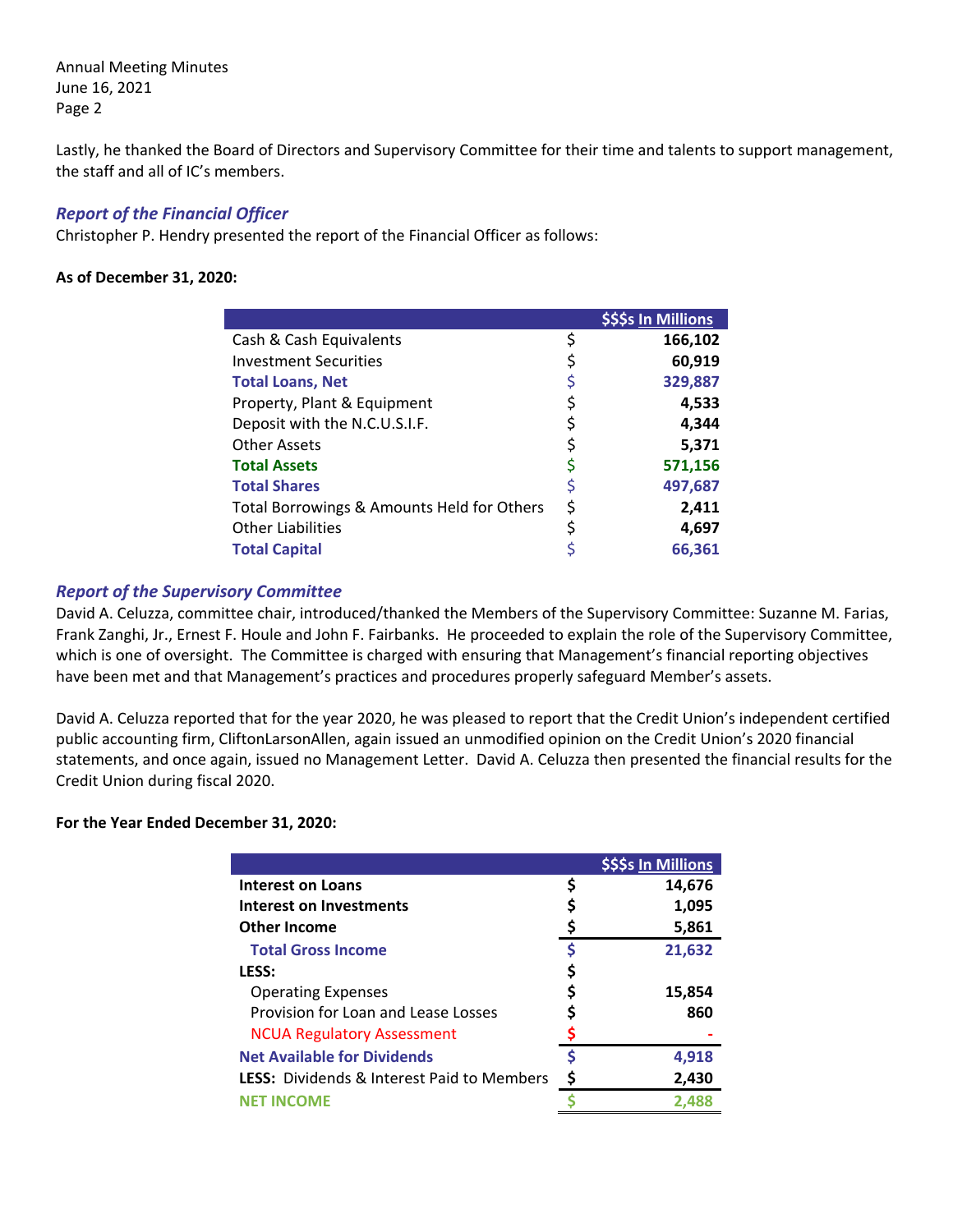Lastly, he thanked the Board of Directors and Supervisory Committee for their time and talents to support management, the staff and all of IC's members.

### *Report of the Financial Officer*

Christopher P. Hendry presented the report of the Financial Officer as follows:

**As of December 31, 2020:**

| | | $$$s In Millions |
|---|---|---|
| Cash & Cash Equivalents | $ | 166,102 |
| Investment Securities | $ | 60,919 |
| **Total Loans, Net** | $ | **329,887** |
| Property, Plant & Equipment | $ | 4,533 |
| Deposit with the N.C.U.S.I.F. | $ | 4,344 |
| Other Assets | $ | 5,371 |
| **Total Assets** | $ | **571,156** |
| **Total Shares** | $ | **497,687** |
| Total Borrowings & Amounts Held for Others | $ | 2,411 |
| Other Liabilities | $ | 4,697 |
| **Total Capital** | $ | **66,361** |

### *Report of the Supervisory Committee*

David A. Celuzza, committee chair, introduced/thanked the Members of the Supervisory Committee: Suzanne M. Farias, Frank Zanghi, Jr., Ernest F. Houle and John F. Fairbanks. He proceeded to explain the role of the Supervisory Committee, which is one of oversight. The Committee is charged with ensuring that Management's financial reporting objectives have been met and that Management's practices and procedures properly safeguard Member's assets.

David A. Celuzza reported that for the year 2020, he was pleased to report that the Credit Union's independent certified public accounting firm, CliftonLarsonAllen, again issued an unmodified opinion on the Credit Union's 2020 financial statements, and once again, issued no Management Letter. David A. Celuzza then presented the financial results for the Credit Union during fiscal 2020.

**For the Year Ended December 31, 2020:**

| | | $$$s In Millions |
|---|---|---|
| **Interest on Loans** | $ | **14,676** |
| **Interest on Investments** | $ | **1,095** |
| **Other Income** | $ | **5,861** |
| **Total Gross Income** | $ | **21,632** |
| **LESS:** | $ | |
| Operating Expenses | $ | **15,854** |
| Provision for Loan and Lease Losses | $ | **860** |
| NCUA Regulatory Assessment | $ | - |
| **Net Available for Dividends** | $ | **4,918** |
| **LESS:** Dividends & Interest Paid to Members | $ | **2,430** |
| **NET INCOME** | $ | **2,488** |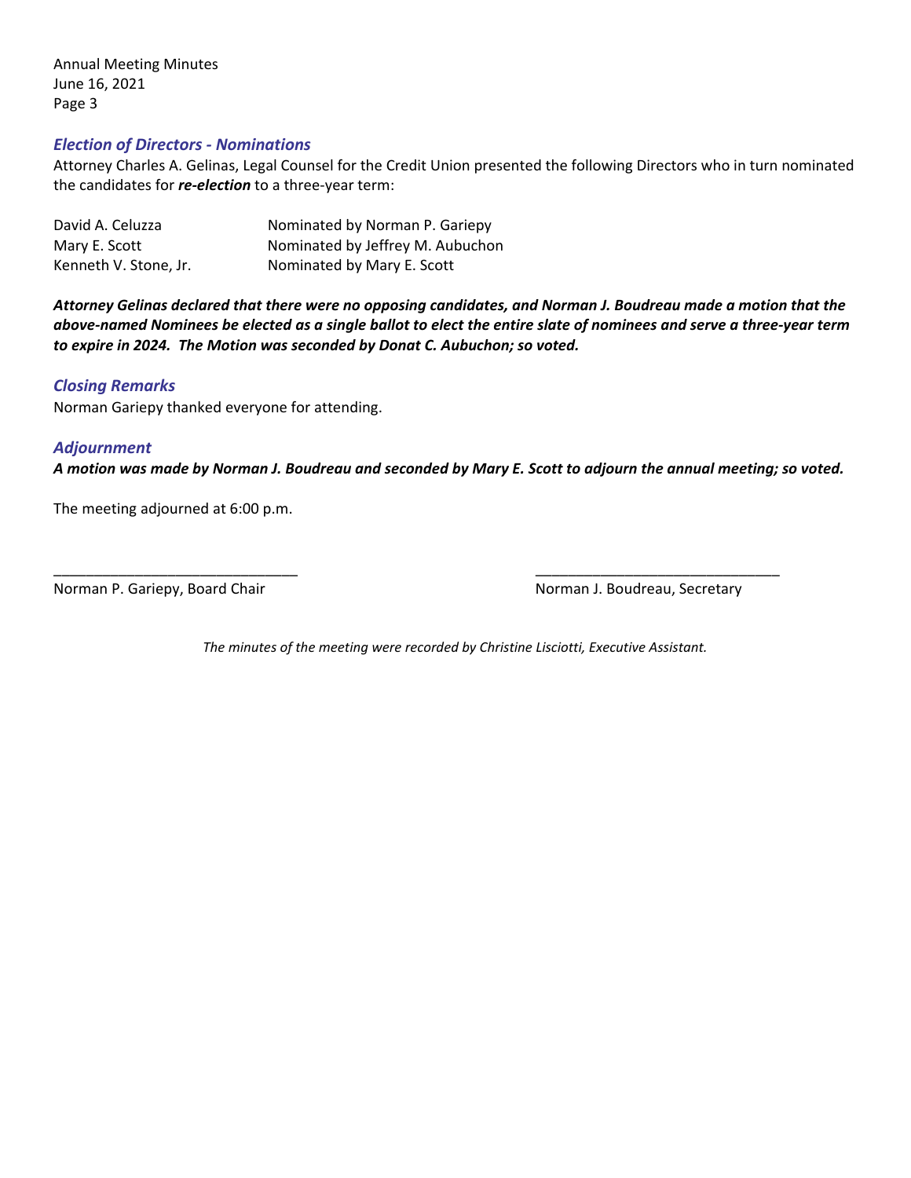### *Election of Directors - Nominations*

Attorney Charles A. Gelinas, Legal Counsel for the Credit Union presented the following Directors who in turn nominated the candidates for ***re-election*** to a three-year term:

| | |
|---|---|
| David A. Celuzza | Nominated by Norman P. Gariepy |
| Mary E. Scott | Nominated by Jeffrey M. Aubuchon |
| Kenneth V. Stone, Jr. | Nominated by Mary E. Scott |

***Attorney Gelinas declared that there were no opposing candidates, and Norman J. Boudreau made a motion that the above-named Nominees be elected as a single ballot to elect the entire slate of nominees and serve a three-year term to expire in 2024. The Motion was seconded by Donat C. Aubuchon; so voted.***

### *Closing Remarks*

Norman Gariepy thanked everyone for attending.

### *Adjournment*

***A motion was made by Norman J. Boudreau and seconded by Mary E. Scott to adjourn the annual meeting; so voted.***

The meeting adjourned at 6:00 p.m.

\_\_\_\_\_\_\_\_\_\_\_\_\_\_\_\_\_\_\_\_\_\_\_\_\_\_\_\_\_\_
Norman P. Gariepy, Board Chair

\_\_\_\_\_\_\_\_\_\_\_\_\_\_\_\_\_\_\_\_\_\_\_\_\_\_\_\_\_\_
Norman J. Boudreau, Secretary

*The minutes of the meeting were recorded by Christine Lisciotti, Executive Assistant.*